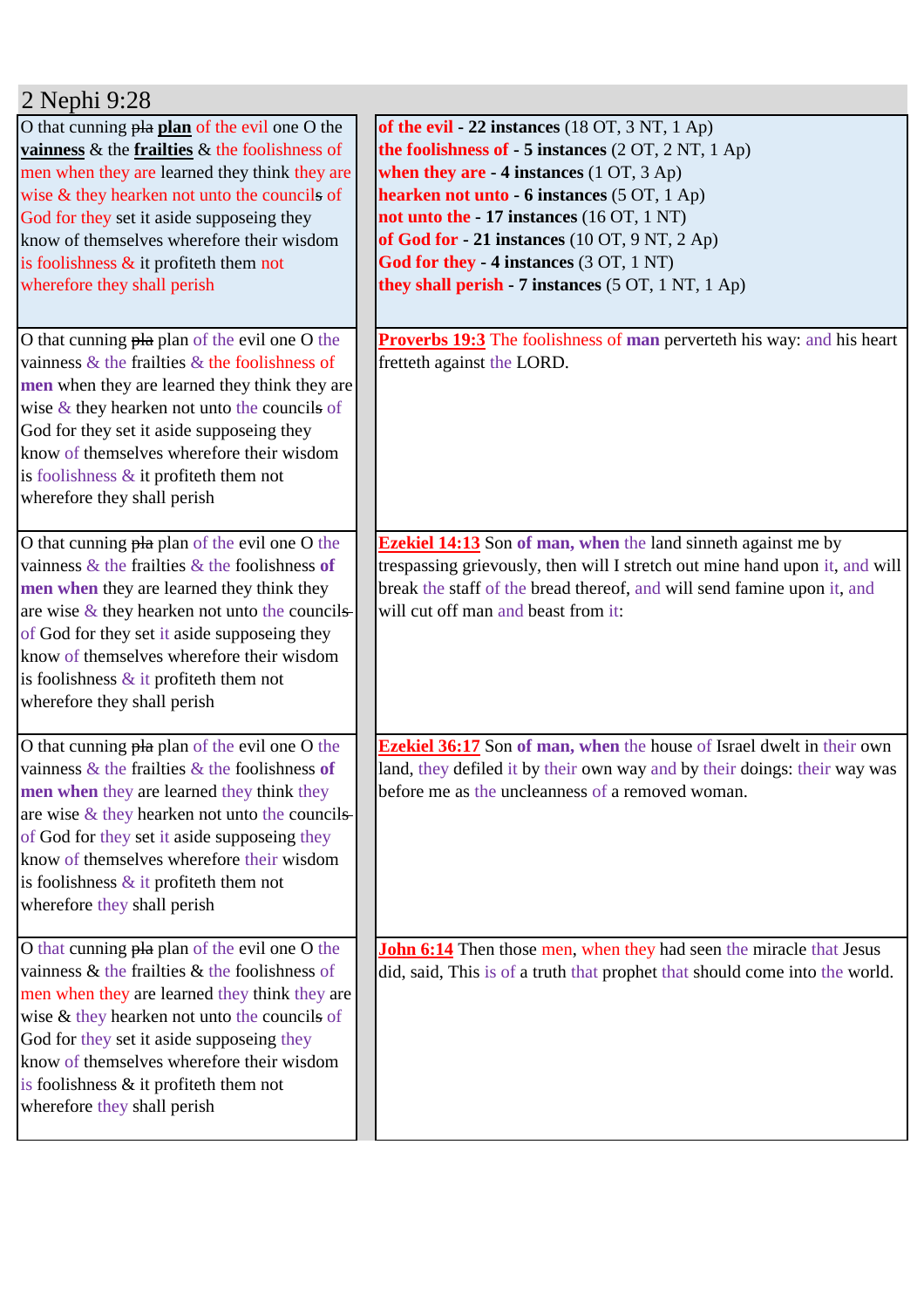## 2 Nephi 9:28

| | |
|---|---|
| O that cunning ~~pla~~ **plan** of the evil one O the **vainness** & the **frailties** & the foolishness of men when they are learned they think they are wise & they hearken not unto the councils of God for they set it aside supposeing they know of themselves wherefore their wisdom is foolishness & it profiteth them not wherefore they shall perish | **of the evil - 22 instances** (18 OT, 3 NT, 1 Ap)<br>**the foolishness of - 5 instances** (2 OT, 2 NT, 1 Ap)<br>**when they are - 4 instances** (1 OT, 3 Ap)<br>**hearken not unto - 6 instances** (5 OT, 1 Ap)<br>**not unto the - 17 instances** (16 OT, 1 NT)<br>**of God for - 21 instances** (10 OT, 9 NT, 2 Ap)<br>**God for they - 4 instances** (3 OT, 1 NT)<br>**they shall perish - 7 instances** (5 OT, 1 NT, 1 Ap) |
| O that cunning ~~pla~~ plan of the evil one O the vainness & the frailties & the foolishness of **men** when they are learned they think they are wise & they hearken not unto the councils of God for they set it aside supposeing they know of themselves wherefore their wisdom is foolishness & it profiteth them not wherefore they shall perish | **Proverbs 19:3** The foolishness of **man** perverteth his way: and his heart fretteth against the LORD. |
| O that cunning ~~pla~~ plan of the evil one O the vainness & the frailties & the foolishness **of men when** they are learned they think they are wise & they hearken not unto the councils of God for they set it aside supposeing they know of themselves wherefore their wisdom is foolishness & it profiteth them not wherefore they shall perish | **Ezekiel 14:13** Son **of man, when** the land sinneth against me by trespassing grievously, then will I stretch out mine hand upon it, and will break the staff of the bread thereof, and will send famine upon it, and will cut off man and beast from it: |
| O that cunning ~~pla~~ plan of the evil one O the vainness & the frailties & the foolishness **of men when** they are learned they think they are wise & they hearken not unto the councils of God for they set it aside supposeing they know of themselves wherefore their wisdom is foolishness & it profiteth them not wherefore they shall perish | **Ezekiel 36:17** Son **of man, when** the house of Israel dwelt in their own land, they defiled it by their own way and by their doings: their way was before me as the uncleanness of a removed woman. |
| O that cunning ~~pla~~ plan of the evil one O the vainness & the frailties & the foolishness of men when they are learned they think they are wise & they hearken not unto the councils of God for they set it aside supposeing they know of themselves wherefore their wisdom is foolishness & it profiteth them not wherefore they shall perish | **John 6:14** Then those men, when they had seen the miracle that Jesus did, said, This is of a truth that prophet that should come into the world. |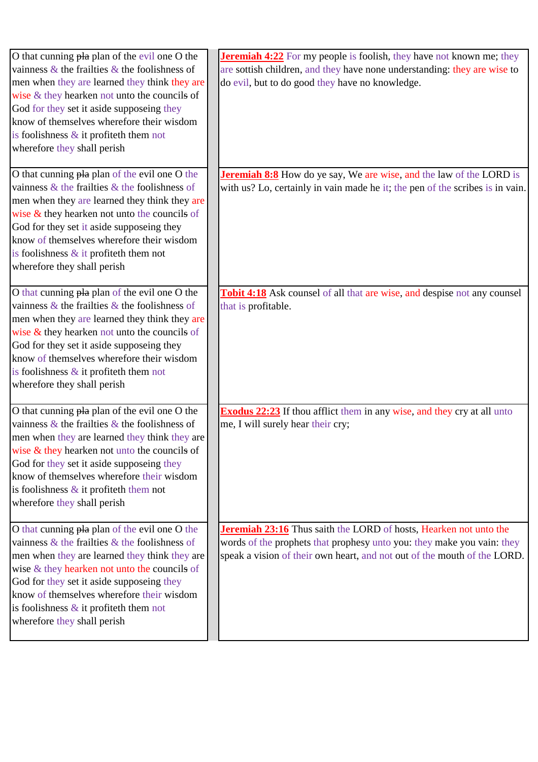| | |
|---|---|
| O that cunning ~~pla~~ plan of the evil one O the vainness & the frailties & the foolishness of men when they are learned they think they are wise & they hearken not unto the council~~s~~ of God for they set it aside supposeing they know of themselves wherefore their wisdom is foolishness & it profiteth them not wherefore they shall perish | **Jeremiah 4:22** For my people is foolish, they have not known me; they are sottish children, and they have none understanding: they are wise to do evil, but to do good they have no knowledge. |
| O that cunning ~~pla~~ plan of the evil one O the vainness & the frailties & the foolishness of men when they are learned they think they are wise & they hearken not unto the council~~s~~ of God for they set it aside supposeing they know of themselves wherefore their wisdom is foolishness & it profiteth them not wherefore they shall perish | **Jeremiah 8:8** How do ye say, We are wise, and the law of the LORD is with us? Lo, certainly in vain made he it; the pen of the scribes is in vain. |
| O that cunning ~~pla~~ plan of the evil one O the vainness & the frailties & the foolishness of men when they are learned they think they are wise & they hearken not unto the council~~s~~ of God for they set it aside supposeing they know of themselves wherefore their wisdom is foolishness & it profiteth them not wherefore they shall perish | **Tobit 4:18** Ask counsel of all that are wise, and despise not any counsel that is profitable. |
| O that cunning ~~pla~~ plan of the evil one O the vainness & the frailties & the foolishness of men when they are learned they think they are wise & they hearken not unto the council~~s~~ of God for they set it aside supposeing they know of themselves wherefore their wisdom is foolishness & it profiteth them not wherefore they shall perish | **Exodus 22:23** If thou afflict them in any wise, and they cry at all unto me, I will surely hear their cry; |
| O that cunning ~~pla~~ plan of the evil one O the vainness & the frailties & the foolishness of men when they are learned they think they are wise & they hearken not unto the council~~s~~ of God for they set it aside supposeing they know of themselves wherefore their wisdom is foolishness & it profiteth them not wherefore they shall perish | **Jeremiah 23:16** Thus saith the LORD of hosts, Hearken not unto the words of the prophets that prophesy unto you: they make you vain: they speak a vision of their own heart, and not out of the mouth of the LORD. |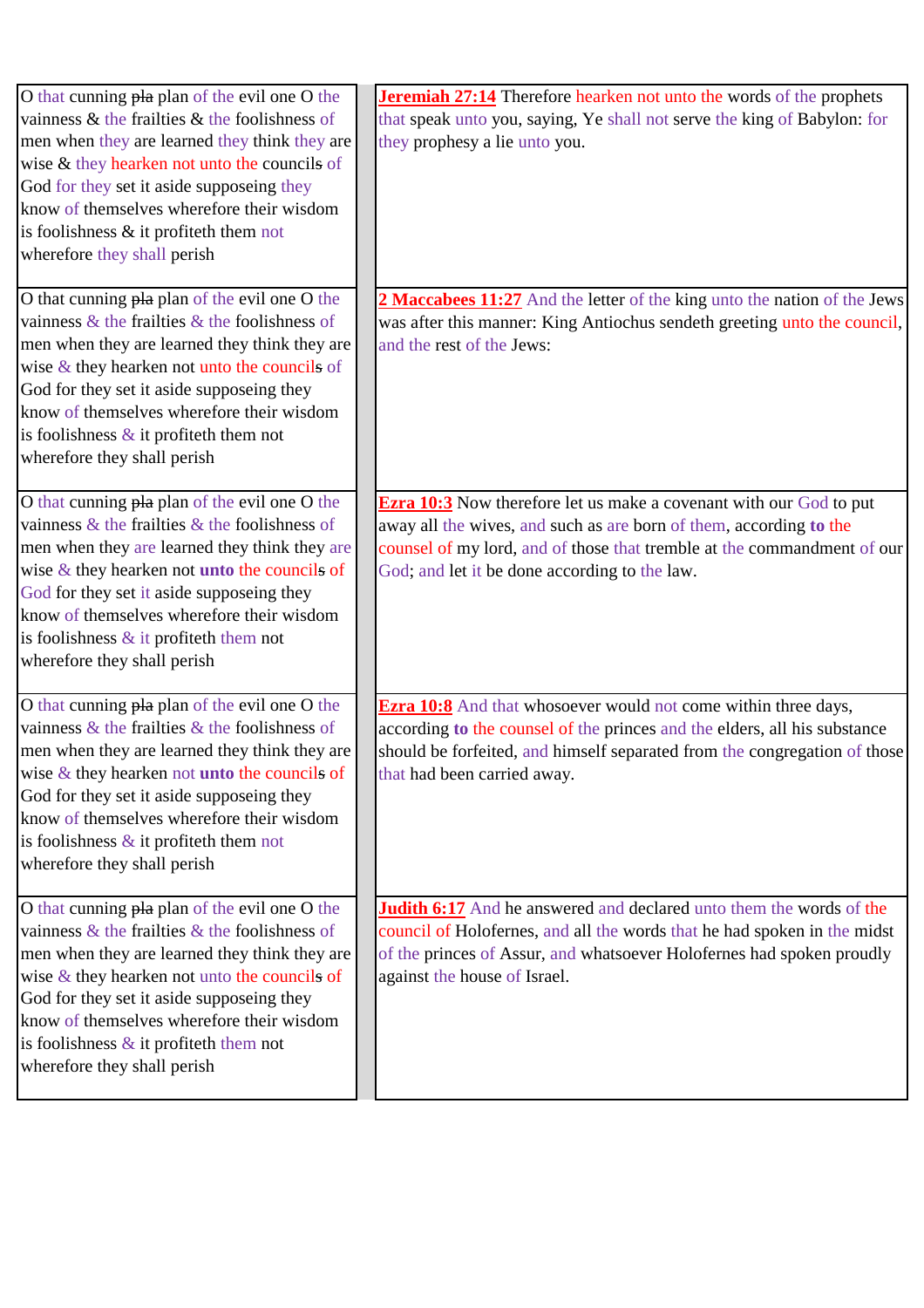| | |
|---|---|
| O that cunning ~~pla~~ plan of the evil one O the vainness & the frailties & the foolishness of men when they are learned they think they are wise & they hearken not unto the council~~s~~ of God for they set it aside supposeing they know of themselves wherefore their wisdom is foolishness & it profiteth them not wherefore they shall perish | **Jeremiah 27:14** Therefore hearken not unto the words of the prophets that speak unto you, saying, Ye shall not serve the king of Babylon: for they prophesy a lie unto you. |
| O that cunning ~~pla~~ plan of the evil one O the vainness & the frailties & the foolishness of men when they are learned they think they are wise & they hearken not unto the council~~s~~ of God for they set it aside supposeing they know of themselves wherefore their wisdom is foolishness & it profiteth them not wherefore they shall perish | **2 Maccabees 11:27** And the letter of the king unto the nation of the Jews was after this manner: King Antiochus sendeth greeting unto the council, and the rest of the Jews: |
| O that cunning ~~pla~~ plan of the evil one O the vainness & the frailties & the foolishness of men when they are learned they think they are wise & they hearken not **unto** the council~~s~~ of God for they set it aside supposeing they know of themselves wherefore their wisdom is foolishness & it profiteth them not wherefore they shall perish | **Ezra 10:3** Now therefore let us make a covenant with our God to put away all the wives, and such as are born of them, according **to** the counsel of my lord, and of those that tremble at the commandment of our God; and let it be done according to the law. |
| O that cunning ~~pla~~ plan of the evil one O the vainness & the frailties & the foolishness of men when they are learned they think they are wise & they hearken not **unto** the council~~s~~ of God for they set it aside supposeing they know of themselves wherefore their wisdom is foolishness & it profiteth them not wherefore they shall perish | **Ezra 10:8** And that whosoever would not come within three days, according **to** the counsel of the princes and the elders, all his substance should be forfeited, and himself separated from the congregation of those that had been carried away. |
| O that cunning ~~pla~~ plan of the evil one O the vainness & the frailties & the foolishness of men when they are learned they think they are wise & they hearken not unto the council~~s~~ of God for they set it aside supposeing they know of themselves wherefore their wisdom is foolishness & it profiteth them not wherefore they shall perish | **Judith 6:17** And he answered and declared unto them the words of the council of Holofernes, and all the words that he had spoken in the midst of the princes of Assur, and whatsoever Holofernes had spoken proudly against the house of Israel. |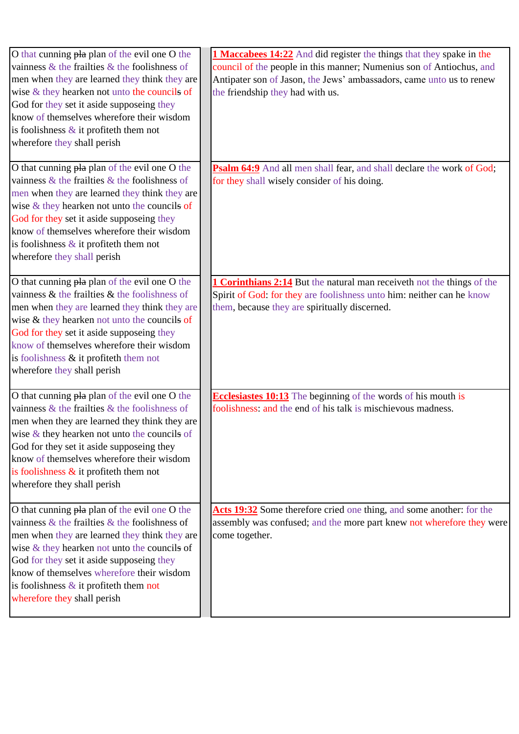| | |
|---|---|
| O that cunning ~~pla~~ plan of the evil one O the vainness & the frailties & the foolishness of men when they are learned they think they are wise & they hearken not unto the councils of God for they set it aside supposeing they know of themselves wherefore their wisdom is foolishness & it profiteth them not wherefore they shall perish | **1 Maccabees 14:22** And did register the things that they spake in the council of the people in this manner; Numenius son of Antiochus, and Antipater son of Jason, the Jews' ambassadors, came unto us to renew the friendship they had with us. |
| O that cunning ~~pla~~ plan of the evil one O the vainness & the frailties & the foolishness of men when they are learned they think they are wise & they hearken not unto the councils of God for they set it aside supposeing they know of themselves wherefore their wisdom is foolishness & it profiteth them not wherefore they shall perish | **Psalm 64:9** And all men shall fear, and shall declare the work of God; for they shall wisely consider of his doing. |
| O that cunning ~~pla~~ plan of the evil one O the vainness & the frailties & the foolishness of men when they are learned they think they are wise & they hearken not unto the councils of God for they set it aside supposeing they know of themselves wherefore their wisdom is foolishness & it profiteth them not wherefore they shall perish | **1 Corinthians 2:14** But the natural man receiveth not the things of the Spirit of God: for they are foolishness unto him: neither can he know them, because they are spiritually discerned. |
| O that cunning ~~pla~~ plan of the evil one O the vainness & the frailties & the foolishness of men when they are learned they think they are wise & they hearken not unto the councils of God for they set it aside supposeing they know of themselves wherefore their wisdom is foolishness & it profiteth them not wherefore they shall perish | **Ecclesiastes 10:13** The beginning of the words of his mouth is foolishness: and the end of his talk is mischievous madness. |
| O that cunning ~~pla~~ plan of the evil one O the vainness & the frailties & the foolishness of men when they are learned they think they are wise & they hearken not unto the councils of God for they set it aside supposeing they know of themselves wherefore their wisdom is foolishness & it profiteth them not wherefore they shall perish | **Acts 19:32** Some therefore cried one thing, and some another: for the assembly was confused; and the more part knew not wherefore they were come together. |